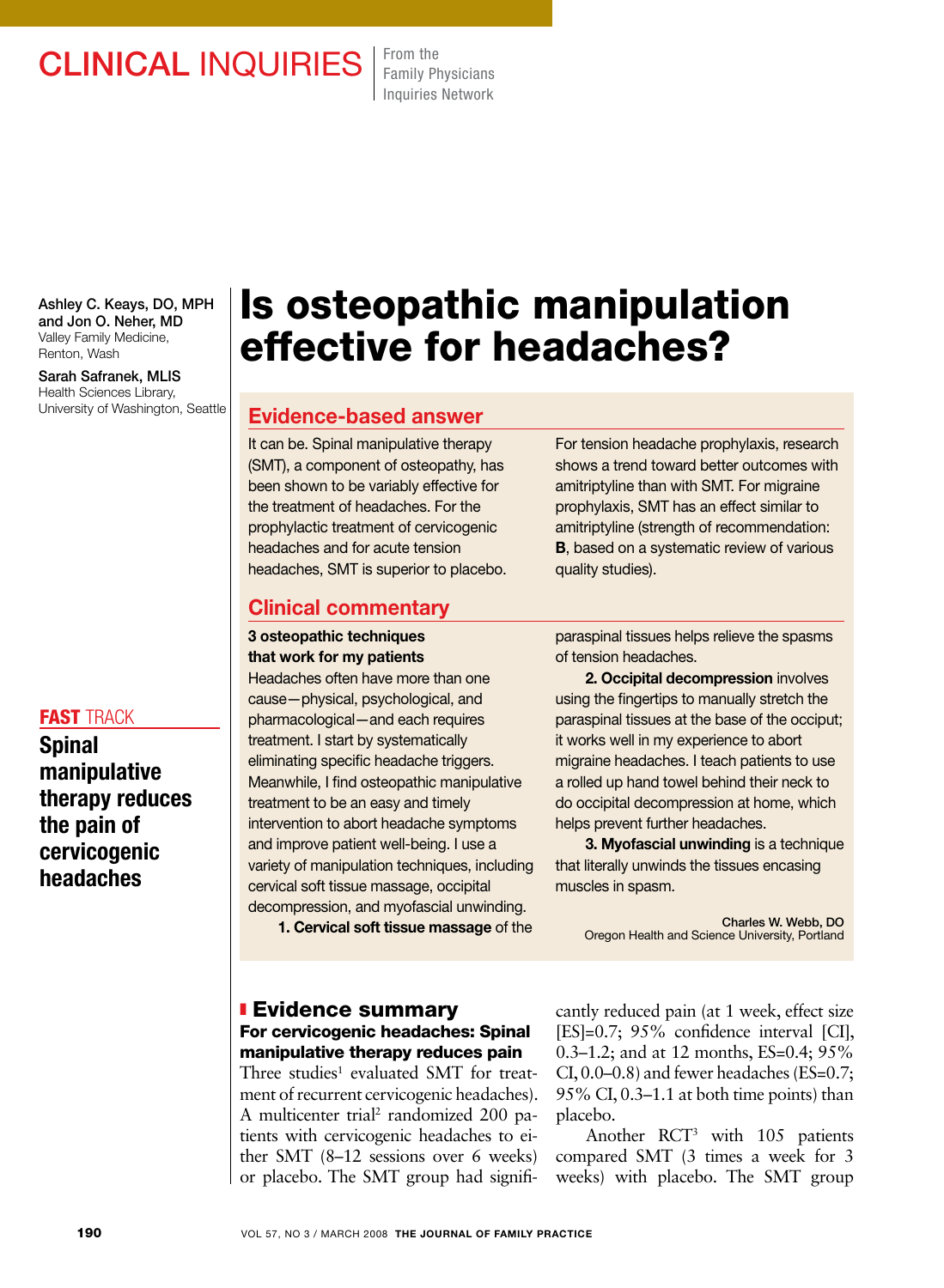CLINICAL INQUIRIES From the Family Physicians Inquiries Network

Ashley C. Keays, DO, MPH and Jon O. Neher, MD
Valley Family Medicine, Renton, Wash

Sarah Safranek, MLIS
Health Sciences Library, University of Washington, Seattle

# Is osteopathic manipulation effective for headaches?

## Evidence-based answer

It can be. Spinal manipulative therapy (SMT), a component of osteopathy, has been shown to be variably effective for the treatment of headaches. For the prophylactic treatment of cervicogenic headaches and for acute tension headaches, SMT is superior to placebo.

For tension headache prophylaxis, research shows a trend toward better outcomes with amitriptyline than with SMT. For migraine prophylaxis, SMT has an effect similar to amitriptyline (strength of recommendation: **B**, based on a systematic review of various quality studies).

## Clinical commentary

**3 osteopathic techniques that work for my patients**

Headaches often have more than one cause—physical, psychological, and pharmacological—and each requires treatment. I start by systematically eliminating specific headache triggers. Meanwhile, I find osteopathic manipulative treatment to be an easy and timely intervention to abort headache symptoms and improve patient well-being. I use a variety of manipulation techniques, including cervical soft tissue massage, occipital decompression, and myofascial unwinding.

**1. Cervical soft tissue massage** of the paraspinal tissues helps relieve the spasms of tension headaches.

**2. Occipital decompression** involves using the fingertips to manually stretch the paraspinal tissues at the base of the occiput; it works well in my experience to abort migraine headaches. I teach patients to use a rolled up hand towel behind their neck to do occipital decompression at home, which helps prevent further headaches.

**3. Myofascial unwinding** is a technique that literally unwinds the tissues encasing muscles in spasm.

Charles W. Webb, DO
Oregon Health and Science University, Portland

**FAST TRACK**
**Spinal manipulative therapy reduces the pain of cervicogenic headaches**

## Evidence summary

### For cervicogenic headaches: Spinal manipulative therapy reduces pain

Three studies[1] evaluated SMT for treatment of recurrent cervicogenic headaches). A multicenter trial[2] randomized 200 patients with cervicogenic headaches to either SMT (8–12 sessions over 6 weeks) or placebo. The SMT group had significantly reduced pain (at 1 week, effect size [ES]=0.7; 95% confidence interval [CI], 0.3–1.2; and at 12 months, ES=0.4; 95% CI, 0.0–0.8) and fewer headaches (ES=0.7; 95% CI, 0.3–1.1 at both time points) than placebo.

Another RCT[3] with 105 patients compared SMT (3 times a week for 3 weeks) with placebo. The SMT group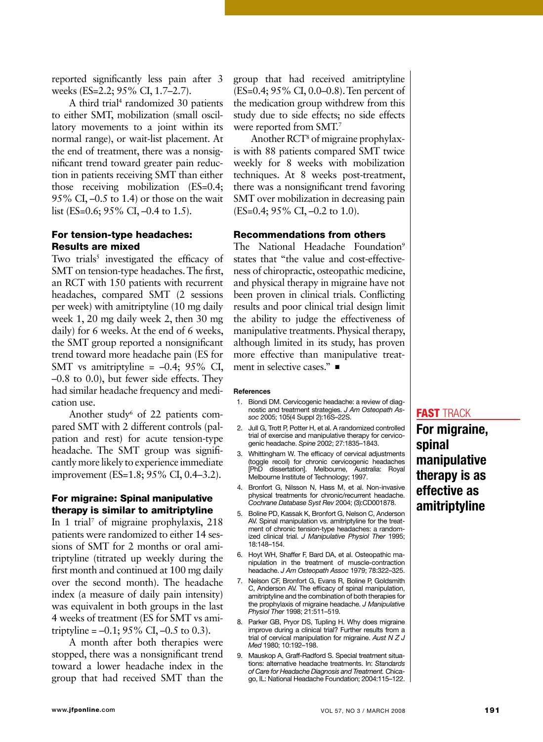reported significantly less pain after 3 weeks (ES=2.2; 95% CI, 1.7–2.7).

A third trial[4] randomized 30 patients to either SMT, mobilization (small oscillatory movements to a joint within its normal range), or wait-list placement. At the end of treatment, there was a nonsignificant trend toward greater pain reduction in patients receiving SMT than either those receiving mobilization (ES=0.4; 95% CI, –0.5 to 1.4) or those on the wait list (ES=0.6; 95% CI, –0.4 to 1.5).

### For tension-type headaches: Results are mixed

Two trials[5] investigated the efficacy of SMT on tension-type headaches. The first, an RCT with 150 patients with recurrent headaches, compared SMT (2 sessions per week) with amitriptyline (10 mg daily week 1, 20 mg daily week 2, then 30 mg daily) for 6 weeks. At the end of 6 weeks, the SMT group reported a nonsignificant trend toward more headache pain (ES for SMT vs amitriptyline = –0.4; 95% CI, –0.8 to 0.0), but fewer side effects. They had similar headache frequency and medication use.

Another study[6] of 22 patients compared SMT with 2 different controls (palpation and rest) for acute tension-type headache. The SMT group was significantly more likely to experience immediate improvement (ES=1.8; 95% CI, 0.4–3.2).

### For migraine: Spinal manipulative therapy is similar to amitriptyline

In 1 trial[7] of migraine prophylaxis, 218 patients were randomized to either 14 sessions of SMT for 2 months or oral amitriptyline (titrated up weekly during the first month and continued at 100 mg daily over the second month). The headache index (a measure of daily pain intensity) was equivalent in both groups in the last 4 weeks of treatment (ES for SMT vs amitriptyline = –0.1; 95% CI, –0.5 to 0.3).

A month after both therapies were stopped, there was a nonsignificant trend toward a lower headache index in the group that had received SMT than the group that had received amitriptyline (ES=0.4; 95% CI, 0.0–0.8). Ten percent of the medication group withdrew from this study due to side effects; no side effects were reported from SMT.[7]

Another RCT[8] of migraine prophylaxis with 88 patients compared SMT twice weekly for 8 weeks with mobilization techniques. At 8 weeks post-treatment, there was a nonsignificant trend favoring SMT over mobilization in decreasing pain (ES=0.4; 95% CI, –0.2 to 1.0).

### Recommendations from others

The National Headache Foundation[9] states that "the value and cost-effectiveness of chiropractic, osteopathic medicine, and physical therapy in migraine have not been proven in clinical trials. Conflicting results and poor clinical trial design limit the ability to judge the effectiveness of manipulative treatments. Physical therapy, although limited in its study, has proven more effective than manipulative treatment in selective cases." ■

**FAST TRACK**

**For migraine, spinal manipulative therapy is as effective as amitriptyline**

#### References

1. Biondi DM. Cervicogenic headache: a review of diagnostic and treatment strategies. *J Am Osteopath Assoc* 2005; 105(4 Suppl 2):16S–22S.
2. Jull G, Trott P, Potter H, et al. A randomized controlled trial of exercise and manipulative therapy for cervicogenic headache. *Spine* 2002; 27:1835–1843.
3. Whittingham W. The efficacy of cervical adjustments (toggle recoil) for chronic cervicogenic headaches [PhD dissertation]. Melbourne, Australia: Royal Melbourne Institute of Technology; 1997.
4. Bronfort G, Nilsson N, Hass M, et al. Non-invasive physical treatments for chronic/recurrent headache. *Cochrane Database Syst Rev* 2004; (3):CD001878.
5. Boline PD, Kassak K, Bronfort G, Nelson C, Anderson AV. Spinal manipulation vs. amitriptyline for the treatment of chronic tension-type headaches: a randomized clinical trial. *J Manipulative Physiol Ther* 1995; 18:148–154.
6. Hoyt WH, Shaffer F, Bard DA, et al. Osteopathic manipulation in the treatment of muscle-contraction headache. *J Am Osteopath Assoc* 1979; 78:322–325.
7. Nelson CF, Bronfort G, Evans R, Boline P, Goldsmith C, Anderson AV. The efficacy of spinal manipulation, amitriptyline and the combination of both therapies for the prophylaxis of migraine headache. *J Manipulative Physiol Ther* 1998; 21:511–519.
8. Parker GB, Pryor DS, Tupling H. Why does migraine improve during a clinical trial? Further results from a trial of cervical manipulation for migraine. *Aust N Z J Med* 1980; 10:192–198.
9. Mauskop A, Graff-Radford S. Special treatment situations: alternative headache treatments. In: *Standards of Care for Headache Diagnosis and Treatment.* Chicago, IL: National Headache Foundation; 2004:115–122.